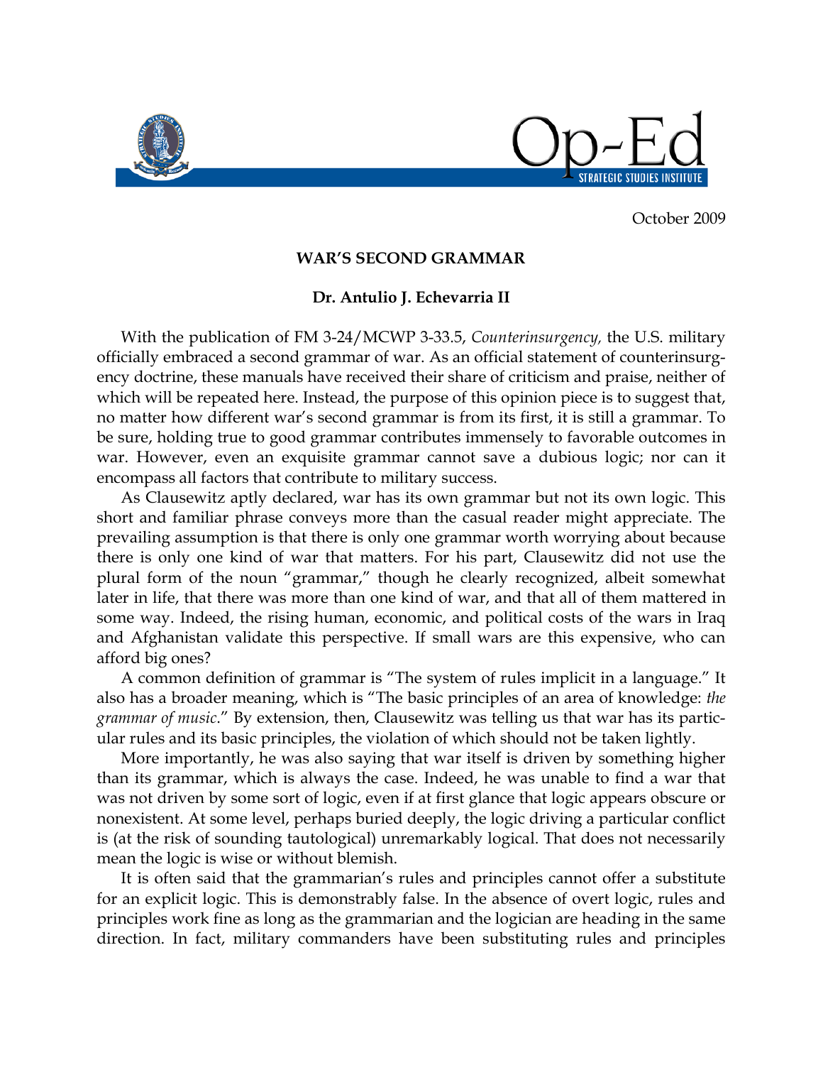October 2009

# WAR'S SECOND GRAMMAR

**Dr. Antulio J. Echevarria II**

With the publication of FM 3-24/MCWP 3-33.5, *Counterinsurgency,* the U.S. military officially embraced a second grammar of war. As an official statement of counterinsurgency doctrine, these manuals have received their share of criticism and praise, neither of which will be repeated here. Instead, the purpose of this opinion piece is to suggest that, no matter how different war's second grammar is from its first, it is still a grammar. To be sure, holding true to good grammar contributes immensely to favorable outcomes in war. However, even an exquisite grammar cannot save a dubious logic; nor can it encompass all factors that contribute to military success.

As Clausewitz aptly declared, war has its own grammar but not its own logic. This short and familiar phrase conveys more than the casual reader might appreciate. The prevailing assumption is that there is only one grammar worth worrying about because there is only one kind of war that matters. For his part, Clausewitz did not use the plural form of the noun "grammar," though he clearly recognized, albeit somewhat later in life, that there was more than one kind of war, and that all of them mattered in some way. Indeed, the rising human, economic, and political costs of the wars in Iraq and Afghanistan validate this perspective. If small wars are this expensive, who can afford big ones?

A common definition of grammar is "The system of rules implicit in a language." It also has a broader meaning, which is "The basic principles of an area of knowledge: *the grammar of music*." By extension, then, Clausewitz was telling us that war has its particular rules and its basic principles, the violation of which should not be taken lightly.

More importantly, he was also saying that war itself is driven by something higher than its grammar, which is always the case. Indeed, he was unable to find a war that was not driven by some sort of logic, even if at first glance that logic appears obscure or nonexistent. At some level, perhaps buried deeply, the logic driving a particular conflict is (at the risk of sounding tautological) unremarkably logical. That does not necessarily mean the logic is wise or without blemish.

It is often said that the grammarian's rules and principles cannot offer a substitute for an explicit logic. This is demonstrably false. In the absence of overt logic, rules and principles work fine as long as the grammarian and the logician are heading in the same direction. In fact, military commanders have been substituting rules and principles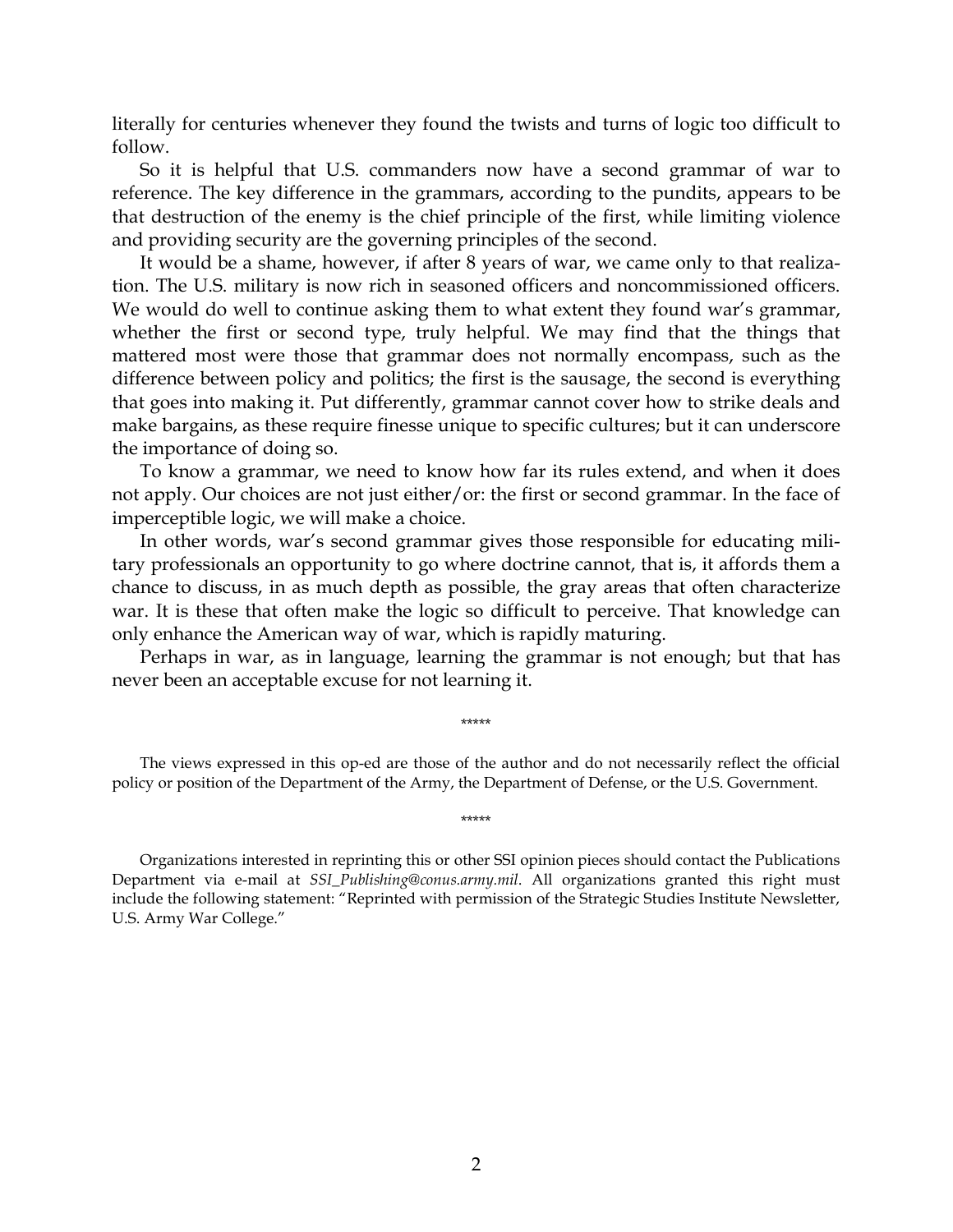literally for centuries whenever they found the twists and turns of logic too difficult to follow.

So it is helpful that U.S. commanders now have a second grammar of war to reference. The key difference in the grammars, according to the pundits, appears to be that destruction of the enemy is the chief principle of the first, while limiting violence and providing security are the governing principles of the second.

It would be a shame, however, if after 8 years of war, we came only to that realization. The U.S. military is now rich in seasoned officers and noncommissioned officers. We would do well to continue asking them to what extent they found war's grammar, whether the first or second type, truly helpful. We may find that the things that mattered most were those that grammar does not normally encompass, such as the difference between policy and politics; the first is the sausage, the second is everything that goes into making it. Put differently, grammar cannot cover how to strike deals and make bargains, as these require finesse unique to specific cultures; but it can underscore the importance of doing so.

To know a grammar, we need to know how far its rules extend, and when it does not apply. Our choices are not just either/or: the first or second grammar. In the face of imperceptible logic, we will make a choice.

In other words, war's second grammar gives those responsible for educating military professionals an opportunity to go where doctrine cannot, that is, it affords them a chance to discuss, in as much depth as possible, the gray areas that often characterize war. It is these that often make the logic so difficult to perceive. That knowledge can only enhance the American way of war, which is rapidly maturing.

Perhaps in war, as in language, learning the grammar is not enough; but that has never been an acceptable excuse for not learning it.

*****

The views expressed in this op-ed are those of the author and do not necessarily reflect the official policy or position of the Department of the Army, the Department of Defense, or the U.S. Government.

*****

Organizations interested in reprinting this or other SSI opinion pieces should contact the Publications Department via e-mail at *SSI_Publishing@conus.army.mil*. All organizations granted this right must include the following statement: "Reprinted with permission of the Strategic Studies Institute Newsletter, U.S. Army War College."